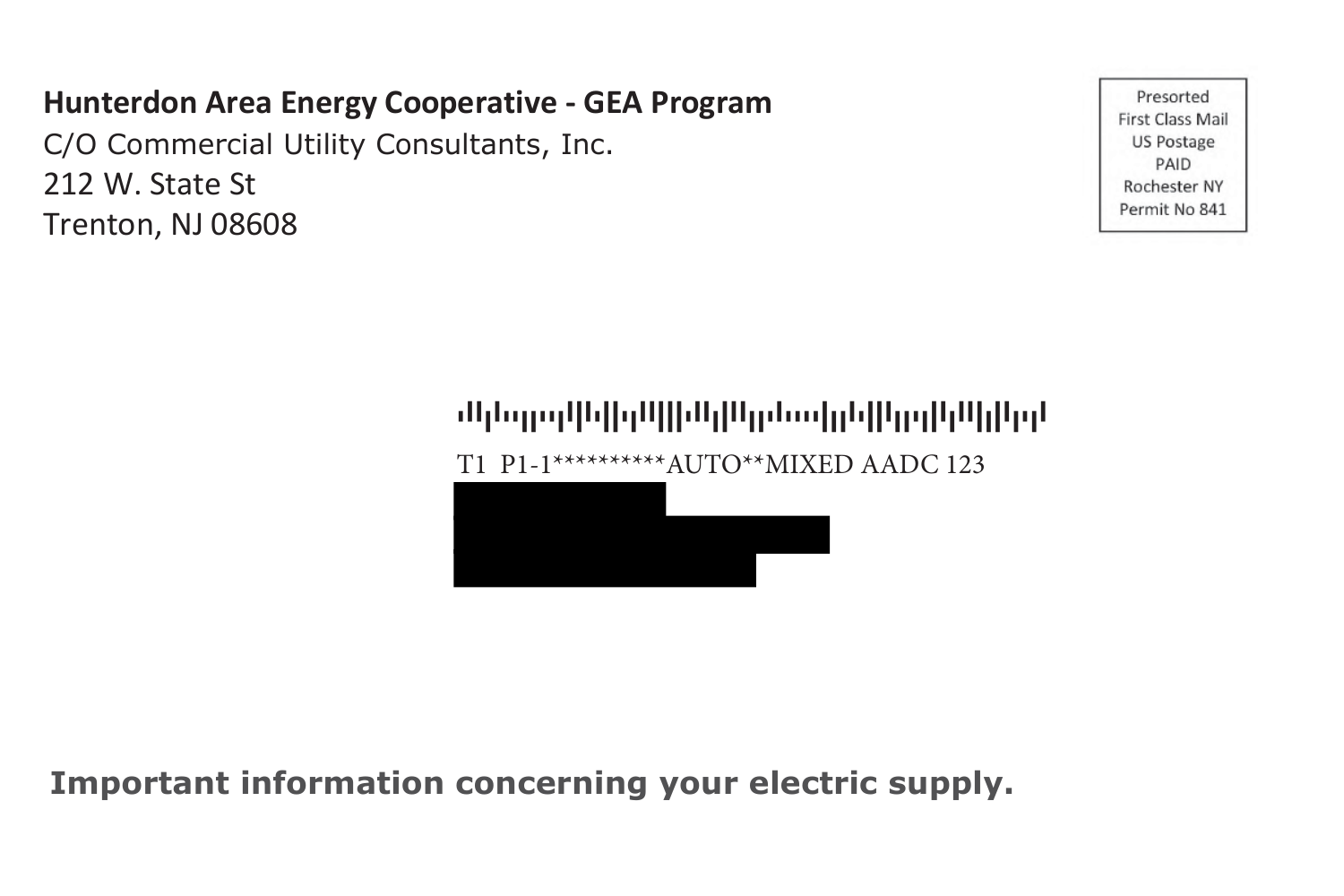**Hunterdon Area Energy Cooperative - GEA Program**
C/O Commercial Utility Consultants, Inc.
212 W. State St
Trenton, NJ 08608

Presorted
First Class Mail
US Postage
PAID
Rochester NY
Permit No 841

T1 P1-1**********AUTO**MIXED AADC 123

**Important information concerning your electric supply.**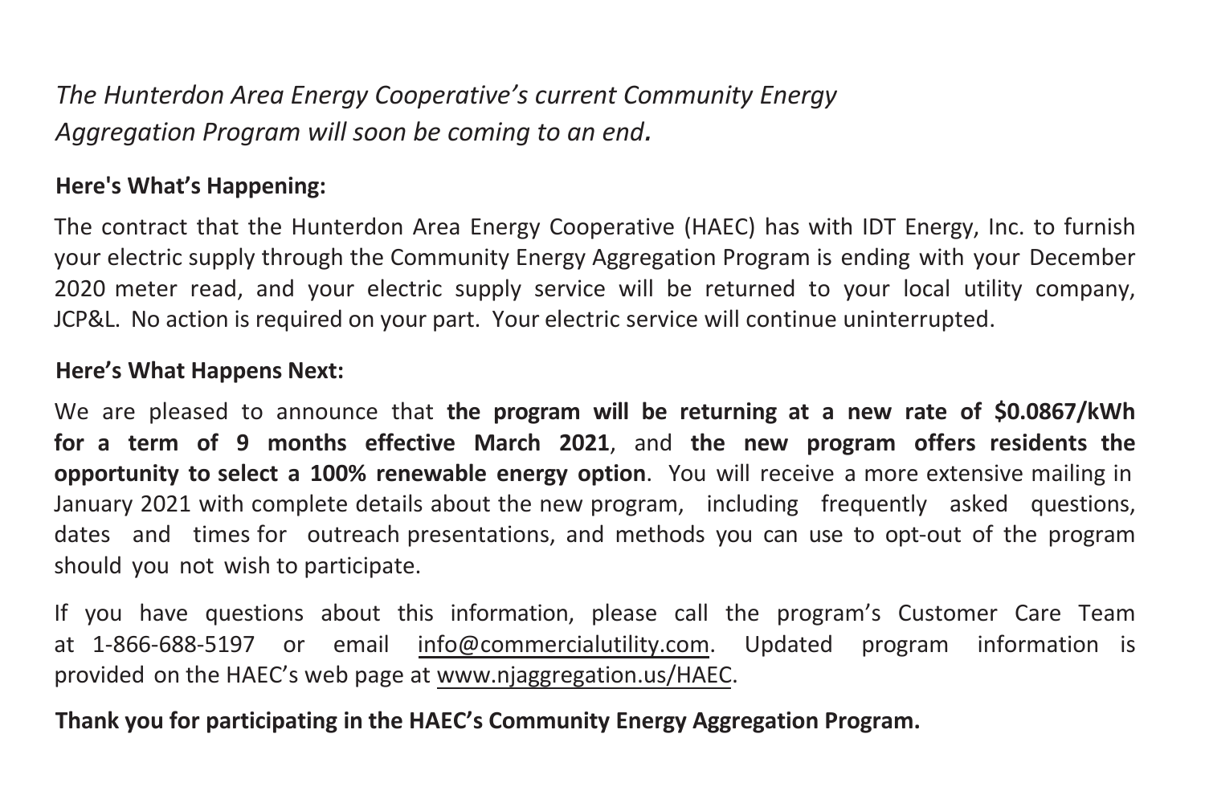*The Hunterdon Area Energy Cooperative's current Community Energy Aggregation Program will soon be coming to an end.*

**Here's What's Happening:**

The contract that the Hunterdon Area Energy Cooperative (HAEC) has with IDT Energy, Inc. to furnish your electric supply through the Community Energy Aggregation Program is ending with your December 2020 meter read, and your electric supply service will be returned to your local utility company, JCP&L. No action is required on your part. Your electric service will continue uninterrupted.

**Here's What Happens Next:**

We are pleased to announce that **the program will be returning at a new rate of $0.0867/kWh for a term of 9 months effective March 2021**, and **the new program offers residents the opportunity to select a 100% renewable energy option**. You will receive a more extensive mailing in January 2021 with complete details about the new program, including frequently asked questions, dates and times for outreach presentations, and methods you can use to opt-out of the program should you not wish to participate.

If you have questions about this information, please call the program's Customer Care Team at 1-866-688-5197 or email info@commercialutility.com. Updated program information is provided on the HAEC's web page at www.njaggregation.us/HAEC.

**Thank you for participating in the HAEC's Community Energy Aggregation Program.**